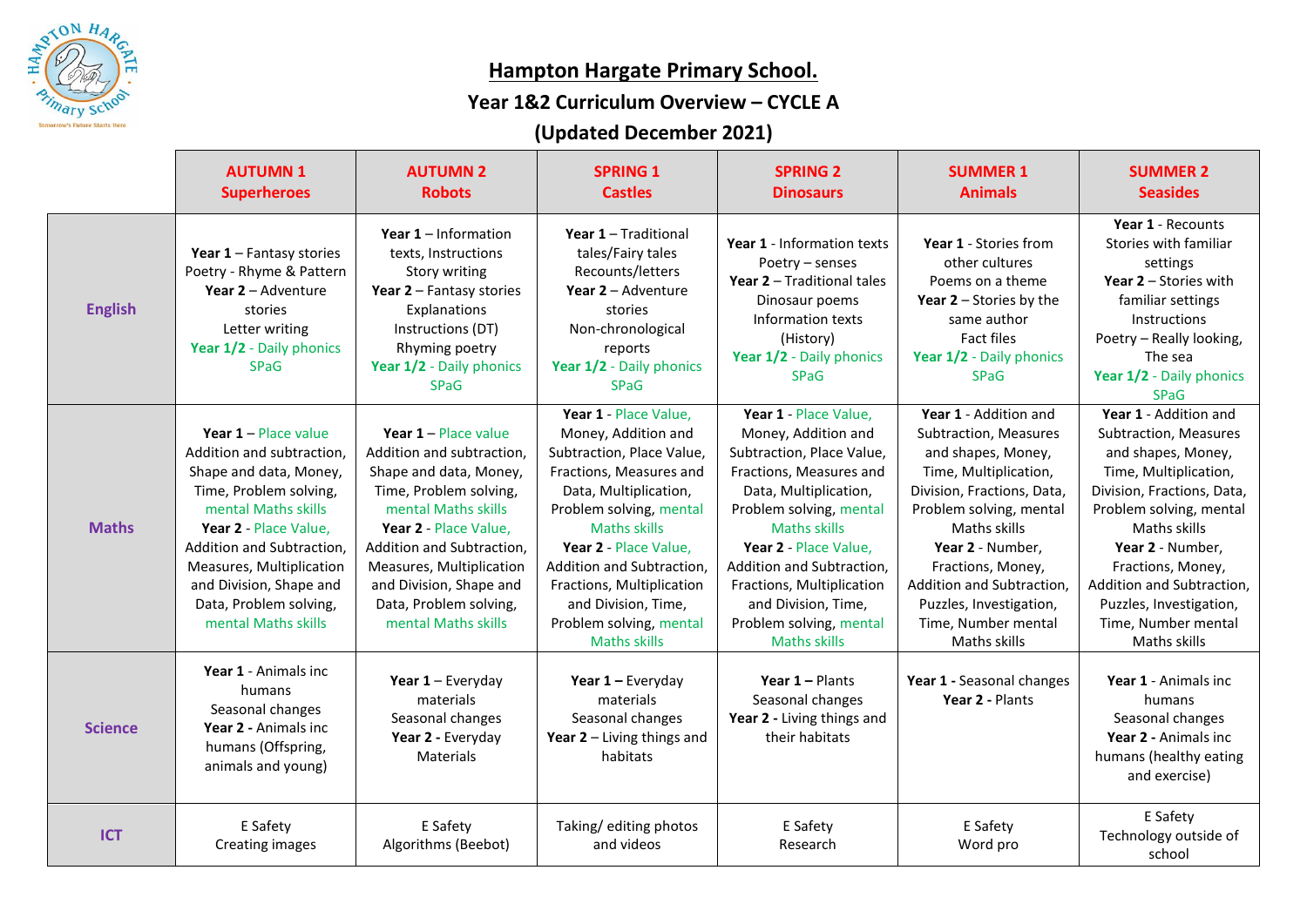# Hampton Hargate Primary School.

## Year 1&2 Curriculum Overview – CYCLE A

## (Updated December 2021)

| | AUTUMN 1 Superheroes | AUTUMN 2 Robots | SPRING 1 Castles | SPRING 2 Dinosaurs | SUMMER 1 Animals | SUMMER 2 Seasides |
|---|---|---|---|---|---|---|
| **English** | **Year 1** – Fantasy stories Poetry - Rhyme & Pattern **Year 2** – Adventure stories Letter writing **Year 1/2** - Daily phonics SPaG | **Year 1** – Information texts, Instructions Story writing **Year 2** – Fantasy stories Explanations Instructions (DT) Rhyming poetry **Year 1/2** - Daily phonics SPaG | **Year 1** – Traditional tales/Fairy tales Recounts/letters **Year 2** – Adventure stories Non-chronological reports **Year 1/2** - Daily phonics SPaG | **Year 1** - Information texts Poetry – senses **Year 2** – Traditional tales Dinosaur poems Information texts (History) **Year 1/2** - Daily phonics SPaG | **Year 1** - Stories from other cultures Poems on a theme **Year 2** – Stories by the same author Fact files **Year 1/2** - Daily phonics SPaG | **Year 1** - Recounts Stories with familiar settings **Year 2** – Stories with familiar settings Instructions Poetry – Really looking, The sea **Year 1/2** - Daily phonics SPaG |
| **Maths** | **Year 1** – Place value Addition and subtraction, Shape and data, Money, Time, Problem solving, mental Maths skills **Year 2** - Place Value, Addition and Subtraction, Measures, Multiplication and Division, Shape and Data, Problem solving, mental Maths skills | **Year 1** – Place value Addition and subtraction, Shape and data, Money, Time, Problem solving, mental Maths skills **Year 2** - Place Value, Addition and Subtraction, Measures, Multiplication and Division, Shape and Data, Problem solving, mental Maths skills | **Year 1** - Place Value, Money, Addition and Subtraction, Place Value, Fractions, Measures and Data, Multiplication, Problem solving, mental Maths skills **Year 2** - Place Value, Addition and Subtraction, Fractions, Multiplication and Division, Time, Problem solving, mental Maths skills | **Year 1** - Place Value, Money, Addition and Subtraction, Place Value, Fractions, Measures and Data, Multiplication, Problem solving, mental Maths skills **Year 2** - Place Value, Addition and Subtraction, Fractions, Multiplication and Division, Time, Problem solving, mental Maths skills | **Year 1** - Addition and Subtraction, Measures and shapes, Money, Time, Multiplication, Division, Fractions, Data, Problem solving, mental Maths skills **Year 2** - Number, Fractions, Money, Addition and Subtraction, Puzzles, Investigation, Time, Number mental Maths skills | **Year 1** - Addition and Subtraction, Measures and shapes, Money, Time, Multiplication, Division, Fractions, Data, Problem solving, mental Maths skills **Year 2** - Number, Fractions, Money, Addition and Subtraction, Puzzles, Investigation, Time, Number mental Maths skills |
| **Science** | **Year 1** - Animals inc humans Seasonal changes **Year 2** - Animals inc humans (Offspring, animals and young) | **Year 1** – Everyday materials Seasonal changes **Year 2** - Everyday Materials | **Year 1 –** Everyday materials Seasonal changes **Year 2** – Living things and habitats | **Year 1 –** Plants Seasonal changes **Year 2** - Living things and their habitats | **Year 1 -** Seasonal changes **Year 2** - Plants | **Year 1** - Animals inc humans Seasonal changes **Year 2** - Animals inc humans (healthy eating and exercise) |
| **ICT** | E Safety Creating images | E Safety Algorithms (Beebot) | Taking/ editing photos and videos | E Safety Research | E Safety Word pro | E Safety Technology outside of school |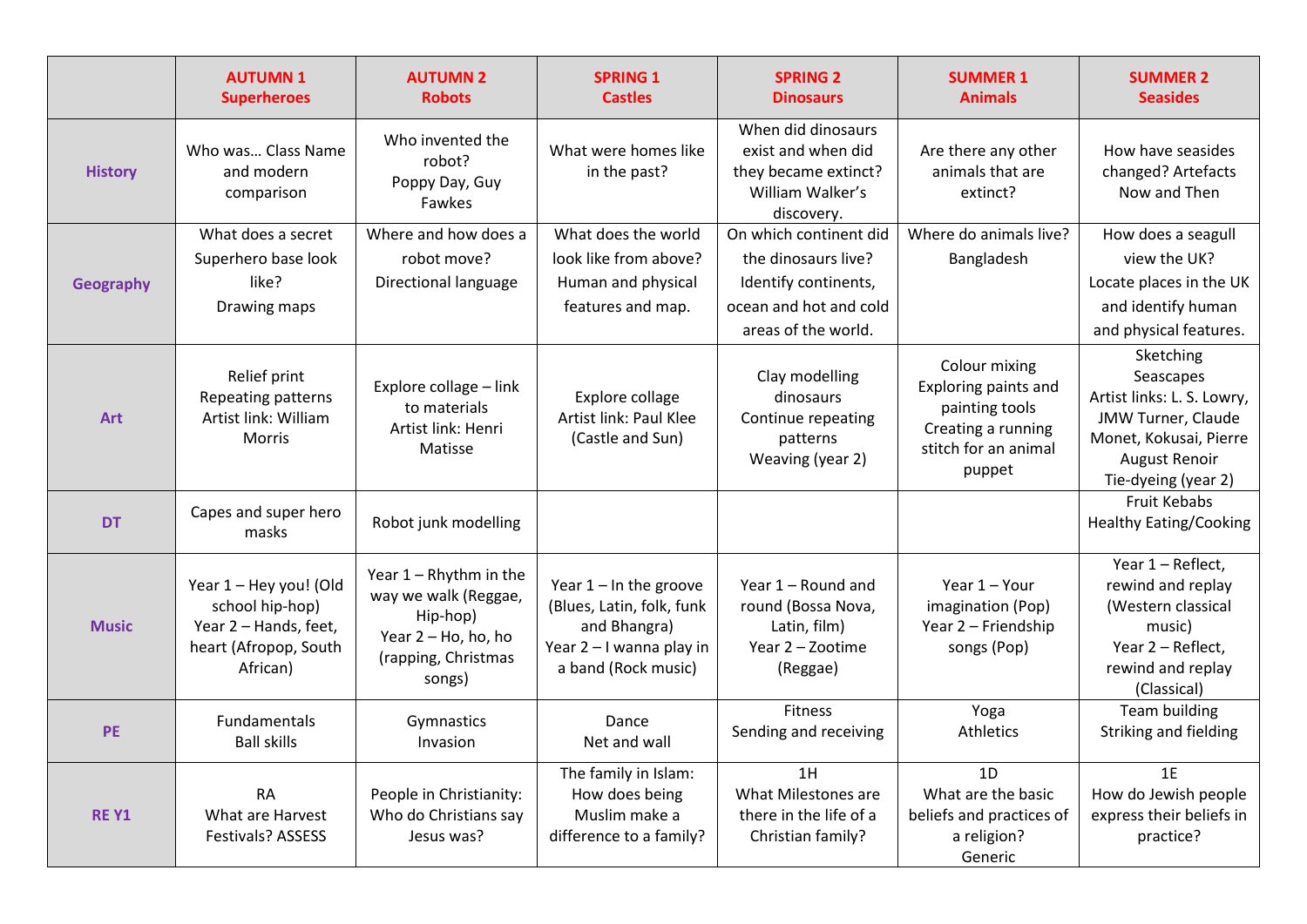| | AUTUMN 1<br>Superheroes | AUTUMN 2<br>Robots | SPRING 1<br>Castles | SPRING 2<br>Dinosaurs | SUMMER 1<br>Animals | SUMMER 2<br>Seasides |
|---|---|---|---|---|---|---|
| **History** | Who was… Class Name and modern comparison | Who invented the robot?<br>Poppy Day, Guy Fawkes | What were homes like in the past? | When did dinosaurs exist and when did they became extinct? William Walker's discovery. | Are there any other animals that are extinct? | How have seasides changed? Artefacts Now and Then |
| **Geography** | What does a secret Superhero base look like?<br>Drawing maps | Where and how does a robot move?<br>Directional language | What does the world look like from above? Human and physical features and map. | On which continent did the dinosaurs live? Identify continents, ocean and hot and cold areas of the world. | Where do animals live?<br>Bangladesh | How does a seagull view the UK?<br>Locate places in the UK and identify human and physical features. |
| **Art** | Relief print<br>Repeating patterns<br>Artist link: William Morris | Explore collage – link to materials<br>Artist link: Henri Matisse | Explore collage<br>Artist link: Paul Klee (Castle and Sun) | Clay modelling dinosaurs<br>Continue repeating patterns<br>Weaving (year 2) | Colour mixing<br>Exploring paints and painting tools<br>Creating a running stitch for an animal puppet | Sketching<br>Seascapes<br>Artist links: L. S. Lowry, JMW Turner, Claude Monet, Kokusai, Pierre August Renoir<br>Tie-dyeing (year 2) |
| **DT** | Capes and super hero masks | Robot junk modelling | | | | Fruit Kebabs<br>Healthy Eating/Cooking |
| **Music** | Year 1 – Hey you! (Old school hip-hop)<br>Year 2 – Hands, feet, heart (Afropop, South African) | Year 1 – Rhythm in the way we walk (Reggae, Hip-hop)<br>Year 2 – Ho, ho, ho (rapping, Christmas songs) | Year 1 – In the groove (Blues, Latin, folk, funk and Bhangra)<br>Year 2 – I wanna play in a band (Rock music) | Year 1 – Round and round (Bossa Nova, Latin, film)<br>Year 2 – Zootime (Reggae) | Year 1 – Your imagination (Pop)<br>Year 2 – Friendship songs (Pop) | Year 1 – Reflect, rewind and replay (Western classical music)<br>Year 2 – Reflect, rewind and replay (Classical) |
| **PE** | Fundamentals<br>Ball skills | Gymnastics<br>Invasion | Dance<br>Net and wall | Fitness<br>Sending and receiving | Yoga<br>Athletics | Team building<br>Striking and fielding |
| **RE Y1** | RA<br>What are Harvest Festivals? ASSESS | People in Christianity: Who do Christians say Jesus was? | The family in Islam: How does being Muslim make a difference to a family? | 1H<br>What Milestones are there in the life of a Christian family? | 1D<br>What are the basic beliefs and practices of a religion?<br>Generic | 1E<br>How do Jewish people express their beliefs in practice? |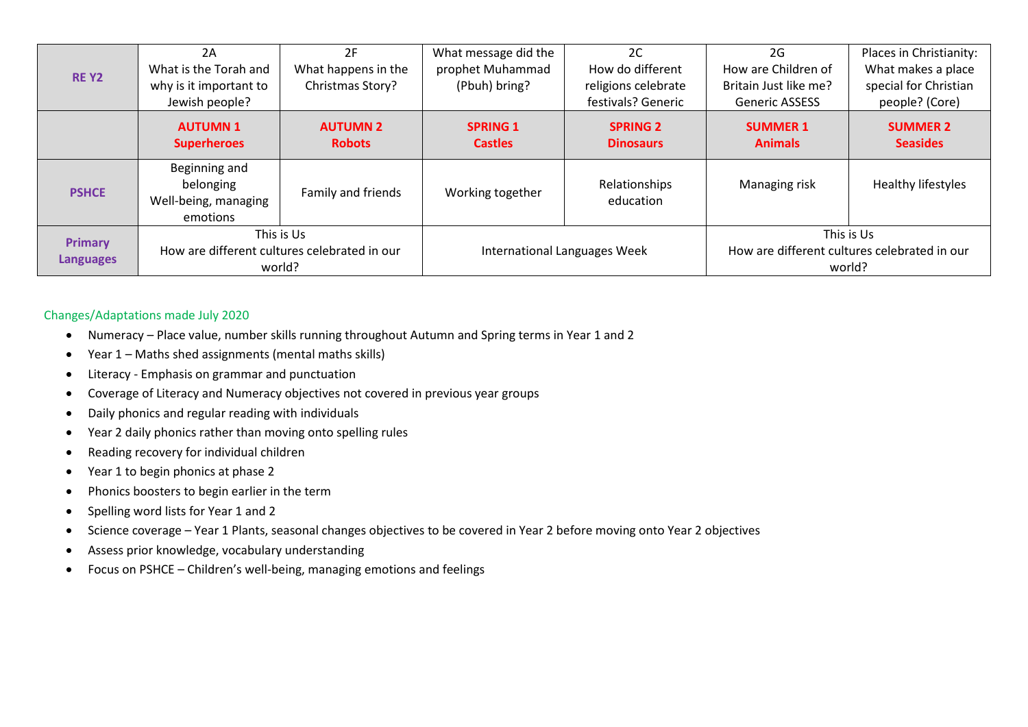| RE Y2 | 2A<br>What is the Torah and why is it important to Jewish people? | 2F<br>What happens in the Christmas Story? | What message did the prophet Muhammad (Pbuh) bring? | 2C<br>How do different religions celebrate festivals? Generic | 2G<br>How are Children of Britain Just like me? Generic ASSESS | Places in Christianity: What makes a place special for Christian people? (Core) |
|---|---|---|---|---|---|---|
| | **AUTUMN 1**<br>**Superheroes** | **AUTUMN 2**<br>**Robots** | **SPRING 1**<br>**Castles** | **SPRING 2**<br>**Dinosaurs** | **SUMMER 1**<br>**Animals** | **SUMMER 2**<br>**Seasides** |
| **PSHCE** | Beginning and belonging<br>Well-being, managing emotions | Family and friends | Working together | Relationships education | Managing risk | Healthy lifestyles |
| **Primary Languages** | This is Us<br>How are different cultures celebrated in our world? | | International Languages Week | | This is Us<br>How are different cultures celebrated in our world? | |

Changes/Adaptations made July 2020

- Numeracy – Place value, number skills running throughout Autumn and Spring terms in Year 1 and 2
- Year 1 – Maths shed assignments (mental maths skills)
- Literacy - Emphasis on grammar and punctuation
- Coverage of Literacy and Numeracy objectives not covered in previous year groups
- Daily phonics and regular reading with individuals
- Year 2 daily phonics rather than moving onto spelling rules
- Reading recovery for individual children
- Year 1 to begin phonics at phase 2
- Phonics boosters to begin earlier in the term
- Spelling word lists for Year 1 and 2
- Science coverage – Year 1 Plants, seasonal changes objectives to be covered in Year 2 before moving onto Year 2 objectives
- Assess prior knowledge, vocabulary understanding
- Focus on PSHCE – Children's well-being, managing emotions and feelings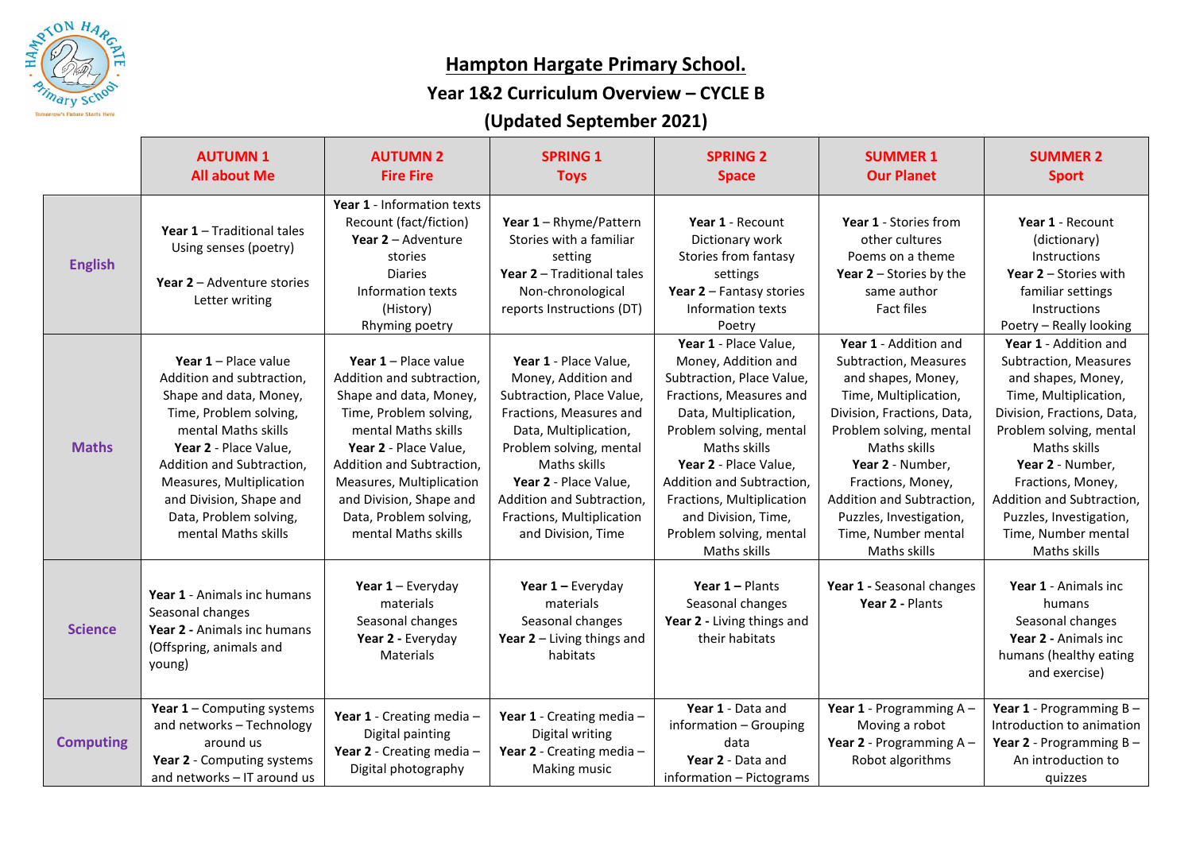# Hampton Hargate Primary School.

## Year 1&2 Curriculum Overview – CYCLE B

## (Updated September 2021)

| | AUTUMN 1<br>All about Me | AUTUMN 2<br>Fire Fire | SPRING 1<br>Toys | SPRING 2<br>Space | SUMMER 1<br>Our Planet | SUMMER 2<br>Sport |
|---|---|---|---|---|---|---|
| **English** | **Year 1** – Traditional tales<br>Using senses (poetry)<br><br>**Year 2** – Adventure stories<br>Letter writing | **Year 1** - Information texts<br>Recount (fact/fiction)<br>**Year 2** – Adventure stories<br>Diaries<br>Information texts (History)<br>Rhyming poetry | **Year 1** – Rhyme/Pattern Stories with a familiar setting<br>**Year 2** – Traditional tales<br>Non-chronological reports Instructions (DT) | **Year 1** - Recount<br>Dictionary work<br>Stories from fantasy settings<br>**Year 2** – Fantasy stories<br>Information texts<br>Poetry | **Year 1** - Stories from other cultures<br>Poems on a theme<br>**Year 2** – Stories by the same author<br>Fact files | **Year 1** - Recount (dictionary)<br>Instructions<br>**Year 2** – Stories with familiar settings<br>Instructions<br>Poetry – Really looking |
| **Maths** | **Year 1** – Place value<br>Addition and subtraction, Shape and data, Money, Time, Problem solving, mental Maths skills<br>**Year 2** - Place Value, Addition and Subtraction, Measures, Multiplication and Division, Shape and Data, Problem solving, mental Maths skills | **Year 1** – Place value<br>Addition and subtraction, Shape and data, Money, Time, Problem solving, mental Maths skills<br>**Year 2** - Place Value, Addition and Subtraction, Measures, Multiplication and Division, Shape and Data, Problem solving, mental Maths skills | **Year 1** - Place Value, Money, Addition and Subtraction, Place Value, Fractions, Measures and Data, Multiplication, Problem solving, mental Maths skills<br>**Year 2** - Place Value, Addition and Subtraction, Fractions, Multiplication and Division, Time | **Year 1** - Place Value, Money, Addition and Subtraction, Place Value, Fractions, Measures and Data, Multiplication, Problem solving, mental Maths skills<br>**Year 2** - Place Value, Addition and Subtraction, Fractions, Multiplication and Division, Time, Problem solving, mental Maths skills | **Year 1** - Addition and Subtraction, Measures and shapes, Money, Time, Multiplication, Division, Fractions, Data, Problem solving, mental Maths skills<br>**Year 2** - Number, Fractions, Money, Addition and Subtraction, Puzzles, Investigation, Time, Number mental Maths skills | **Year 1** - Addition and Subtraction, Measures and shapes, Money, Time, Multiplication, Division, Fractions, Data, Problem solving, mental Maths skills<br>**Year 2** - Number, Fractions, Money, Addition and Subtraction, Puzzles, Investigation, Time, Number mental Maths skills |
| **Science** | **Year 1** - Animals inc humans<br>Seasonal changes<br>**Year 2 -** Animals inc humans (Offspring, animals and young) | **Year 1** – Everyday materials<br>Seasonal changes<br>**Year 2** - Everyday Materials | **Year 1 –** Everyday materials<br>Seasonal changes<br>**Year 2** – Living things and habitats | **Year 1 –** Plants<br>Seasonal changes<br>**Year 2 -** Living things and their habitats | **Year 1 -** Seasonal changes<br>**Year 2 -** Plants | **Year 1** - Animals inc humans<br>Seasonal changes<br>**Year 2 -** Animals inc humans (healthy eating and exercise) |
| **Computing** | **Year 1** – Computing systems and networks – Technology around us<br>**Year 2** - Computing systems and networks – IT around us | **Year 1** - Creating media – Digital painting<br>**Year 2** - Creating media – Digital photography | **Year 1** - Creating media – Digital writing<br>**Year 2** - Creating media – Making music | **Year 1** - Data and information – Grouping data<br>**Year 2** - Data and information – Pictograms | **Year 1** - Programming A – Moving a robot<br>**Year 2** - Programming A – Robot algorithms | **Year 1** - Programming B – Introduction to animation<br>**Year 2** - Programming B – An introduction to quizzes |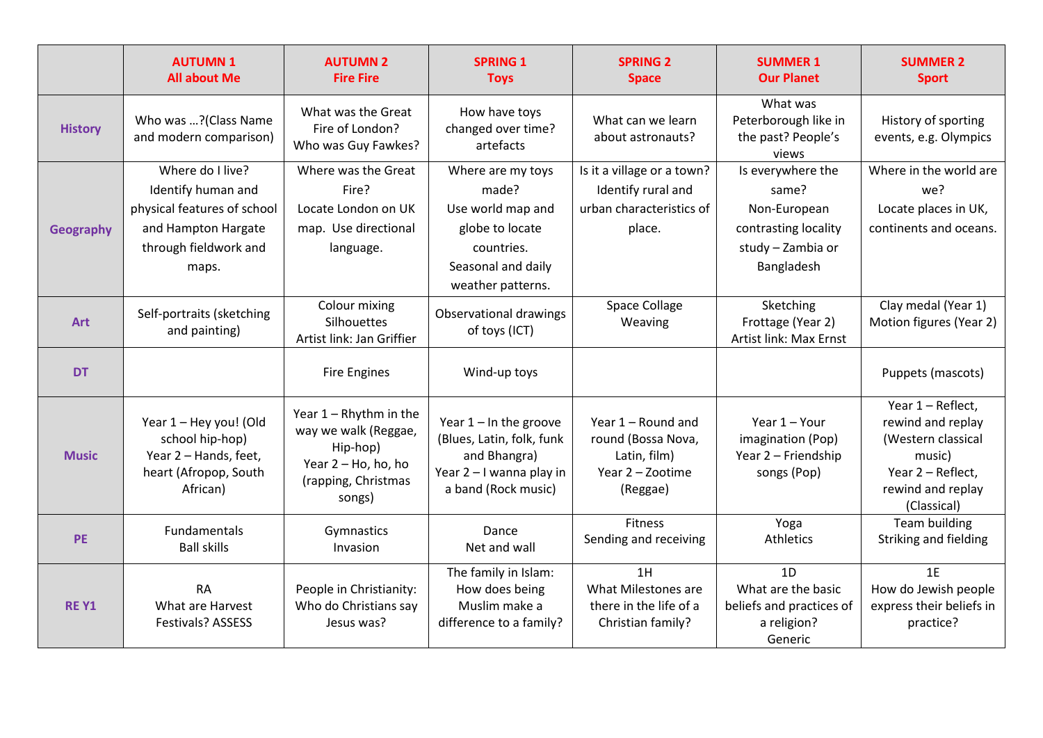| | AUTUMN 1 All about Me | AUTUMN 2 Fire Fire | SPRING 1 Toys | SPRING 2 Space | SUMMER 1 Our Planet | SUMMER 2 Sport |
|---|---|---|---|---|---|---|
| **History** | Who was …?(Class Name and modern comparison) | What was the Great Fire of London? Who was Guy Fawkes? | How have toys changed over time? artefacts | What can we learn about astronauts? | What was Peterborough like in the past? People's views | History of sporting events, e.g. Olympics |
| **Geography** | Where do I live? Identify human and physical features of school and Hampton Hargate through fieldwork and maps. | Where was the Great Fire? Locate London on UK map. Use directional language. | Where are my toys made? Use world map and globe to locate countries. Seasonal and daily weather patterns. | Is it a village or a town? Identify rural and urban characteristics of place. | Is everywhere the same? Non-European contrasting locality study – Zambia or Bangladesh | Where in the world are we? Locate places in UK, continents and oceans. |
| **Art** | Self-portraits (sketching and painting) | Colour mixing Silhouettes Artist link: Jan Griffier | Observational drawings of toys (ICT) | Space Collage Weaving | Sketching Frottage (Year 2) Artist link: Max Ernst | Clay medal (Year 1) Motion figures (Year 2) |
| **DT** | | Fire Engines | Wind-up toys | | | Puppets (mascots) |
| **Music** | Year 1 – Hey you! (Old school hip-hop) Year 2 – Hands, feet, heart (Afropop, South African) | Year 1 – Rhythm in the way we walk (Reggae, Hip-hop) Year 2 – Ho, ho, ho (rapping, Christmas songs) | Year 1 – In the groove (Blues, Latin, folk, funk and Bhangra) Year 2 – I wanna play in a band (Rock music) | Year 1 – Round and round (Bossa Nova, Latin, film) Year 2 – Zootime (Reggae) | Year 1 – Your imagination (Pop) Year 2 – Friendship songs (Pop) | Year 1 – Reflect, rewind and replay (Western classical music) Year 2 – Reflect, rewind and replay (Classical) |
| **PE** | Fundamentals Ball skills | Gymnastics Invasion | Dance Net and wall | Fitness Sending and receiving | Yoga Athletics | Team building Striking and fielding |
| **RE Y1** | RA What are Harvest Festivals? ASSESS | People in Christianity: Who do Christians say Jesus was? | The family in Islam: How does being Muslim make a difference to a family? | 1H What Milestones are there in the life of a Christian family? | 1D What are the basic beliefs and practices of a religion? Generic | 1E How do Jewish people express their beliefs in practice? |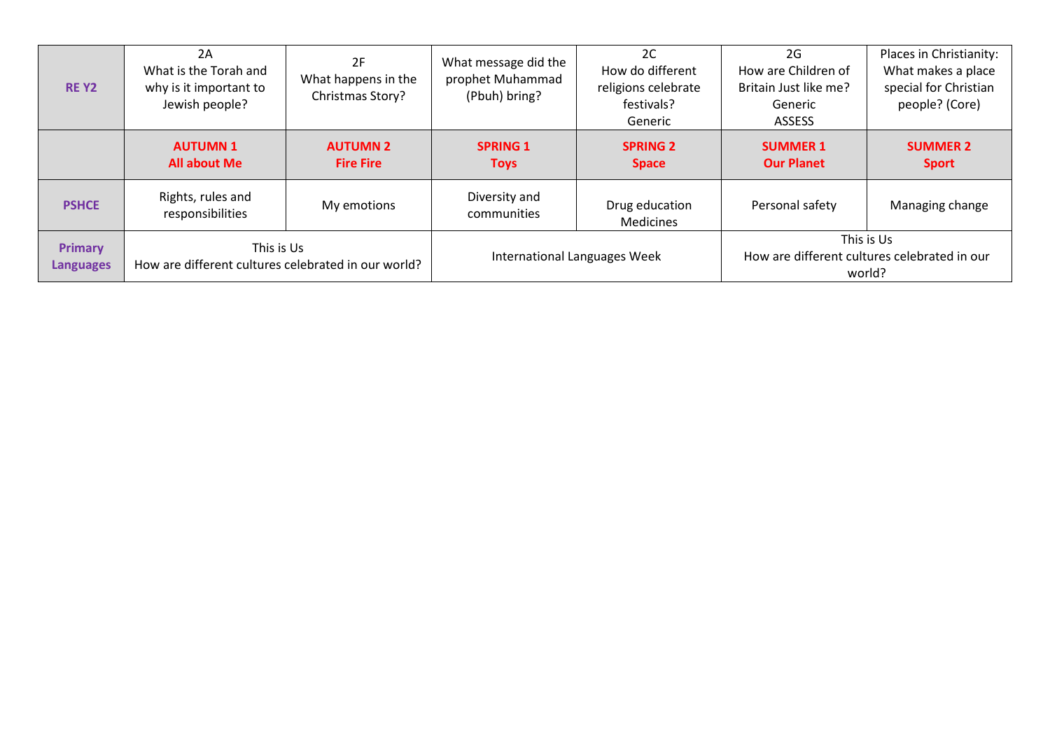| | | | | | | |
|---|---|---|---|---|---|---|
| **RE Y2** | 2A What is the Torah and why is it important to Jewish people? | 2F What happens in the Christmas Story? | What message did the prophet Muhammad (Pbuh) bring? | 2C How do different religions celebrate festivals? Generic | 2G How are Children of Britain Just like me? Generic ASSESS | Places in Christianity: What makes a place special for Christian people? (Core) |
| | **AUTUMN 1 All about Me** | **AUTUMN 2 Fire Fire** | **SPRING 1 Toys** | **SPRING 2 Space** | **SUMMER 1 Our Planet** | **SUMMER 2 Sport** |
| **PSHCE** | Rights, rules and responsibilities | My emotions | Diversity and communities | Drug education Medicines | Personal safety | Managing change |
| **Primary Languages** | This is Us How are different cultures celebrated in our world? | | International Languages Week | | This is Us How are different cultures celebrated in our world? | |